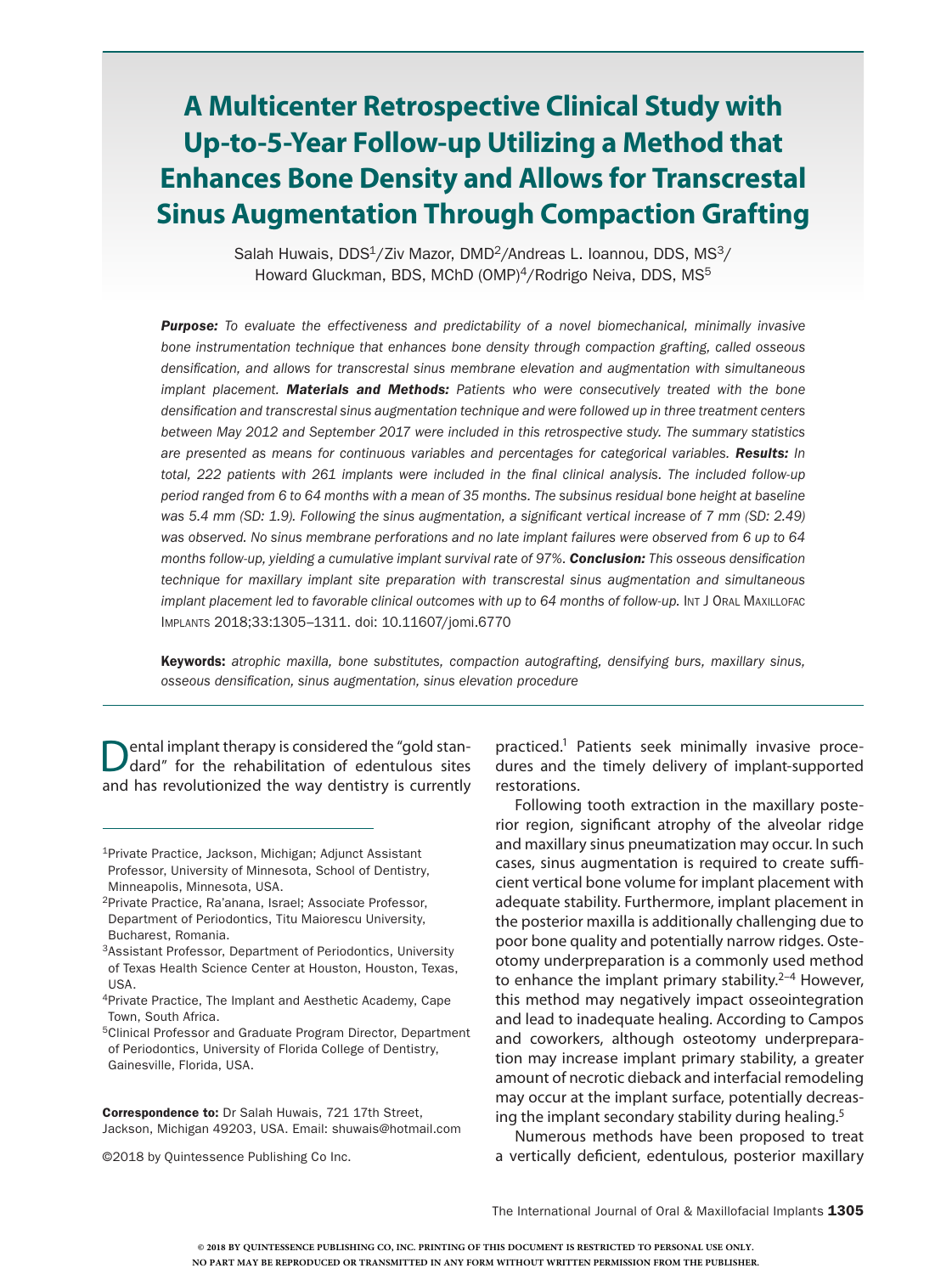# A Multicenter Retrospective Clinical Study with Up-to-5-Year Follow-up Utilizing a Method that Enhances Bone Density and Allows for Transcrestal Sinus Augmentation Through Compaction Grafting

Salah Huwais, DDS[1]/Ziv Mazor, DMD[2]/Andreas L. Ioannou, DDS, MS[3]/
Howard Gluckman, BDS, MChD (OMP)[4]/Rodrigo Neiva, DDS, MS[5]

***Purpose:*** *To evaluate the effectiveness and predictability of a novel biomechanical, minimally invasive bone instrumentation technique that enhances bone density through compaction grafting, called osseous densification, and allows for transcrestal sinus membrane elevation and augmentation with simultaneous implant placement.* ***Materials and Methods:*** *Patients who were consecutively treated with the bone densification and transcrestal sinus augmentation technique and were followed up in three treatment centers between May 2012 and September 2017 were included in this retrospective study. The summary statistics are presented as means for continuous variables and percentages for categorical variables.* ***Results:*** *In total, 222 patients with 261 implants were included in the final clinical analysis. The included follow-up period ranged from 6 to 64 months with a mean of 35 months. The subsinus residual bone height at baseline was 5.4 mm (SD: 1.9). Following the sinus augmentation, a significant vertical increase of 7 mm (SD: 2.49) was observed. No sinus membrane perforations and no late implant failures were observed from 6 up to 64 months follow-up, yielding a cumulative implant survival rate of 97%.* ***Conclusion:*** *This osseous densification technique for maxillary implant site preparation with transcrestal sinus augmentation and simultaneous implant placement led to favorable clinical outcomes with up to 64 months of follow-up.* Int J Oral Maxillofac Implants 2018;33:1305–1311. doi: 10.11607/jomi.6770

**Keywords:** *atrophic maxilla, bone substitutes, compaction autografting, densifying burs, maxillary sinus, osseous densification, sinus augmentation, sinus elevation procedure*

Dental implant therapy is considered the "gold standard" for the rehabilitation of edentulous sites and has revolutionized the way dentistry is currently practiced.[1] Patients seek minimally invasive procedures and the timely delivery of implant-supported restorations.

Following tooth extraction in the maxillary posterior region, significant atrophy of the alveolar ridge and maxillary sinus pneumatization may occur. In such cases, sinus augmentation is required to create sufficient vertical bone volume for implant placement with adequate stability. Furthermore, implant placement in the posterior maxilla is additionally challenging due to poor bone quality and potentially narrow ridges. Osteotomy underpreparation is a commonly used method to enhance the implant primary stability.[2–4] However, this method may negatively impact osseointegration and lead to inadequate healing. According to Campos and coworkers, although osteotomy underpreparation may increase implant primary stability, a greater amount of necrotic dieback and interfacial remodeling may occur at the implant surface, potentially decreasing the implant secondary stability during healing.[5]

Numerous methods have been proposed to treat a vertically deficient, edentulous, posterior maxillary

---

[1]Private Practice, Jackson, Michigan; Adjunct Assistant Professor, University of Minnesota, School of Dentistry, Minneapolis, Minnesota, USA.

[2]Private Practice, Ra'anana, Israel; Associate Professor, Department of Periodontics, Titu Maiorescu University, Bucharest, Romania.

[3]Assistant Professor, Department of Periodontics, University of Texas Health Science Center at Houston, Houston, Texas, USA.

[4]Private Practice, The Implant and Aesthetic Academy, Cape Town, South Africa.

[5]Clinical Professor and Graduate Program Director, Department of Periodontics, University of Florida College of Dentistry, Gainesville, Florida, USA.

**Correspondence to:** Dr Salah Huwais, 721 17th Street, Jackson, Michigan 49203, USA. Email: shuwais@hotmail.com

©2018 by Quintessence Publishing Co Inc.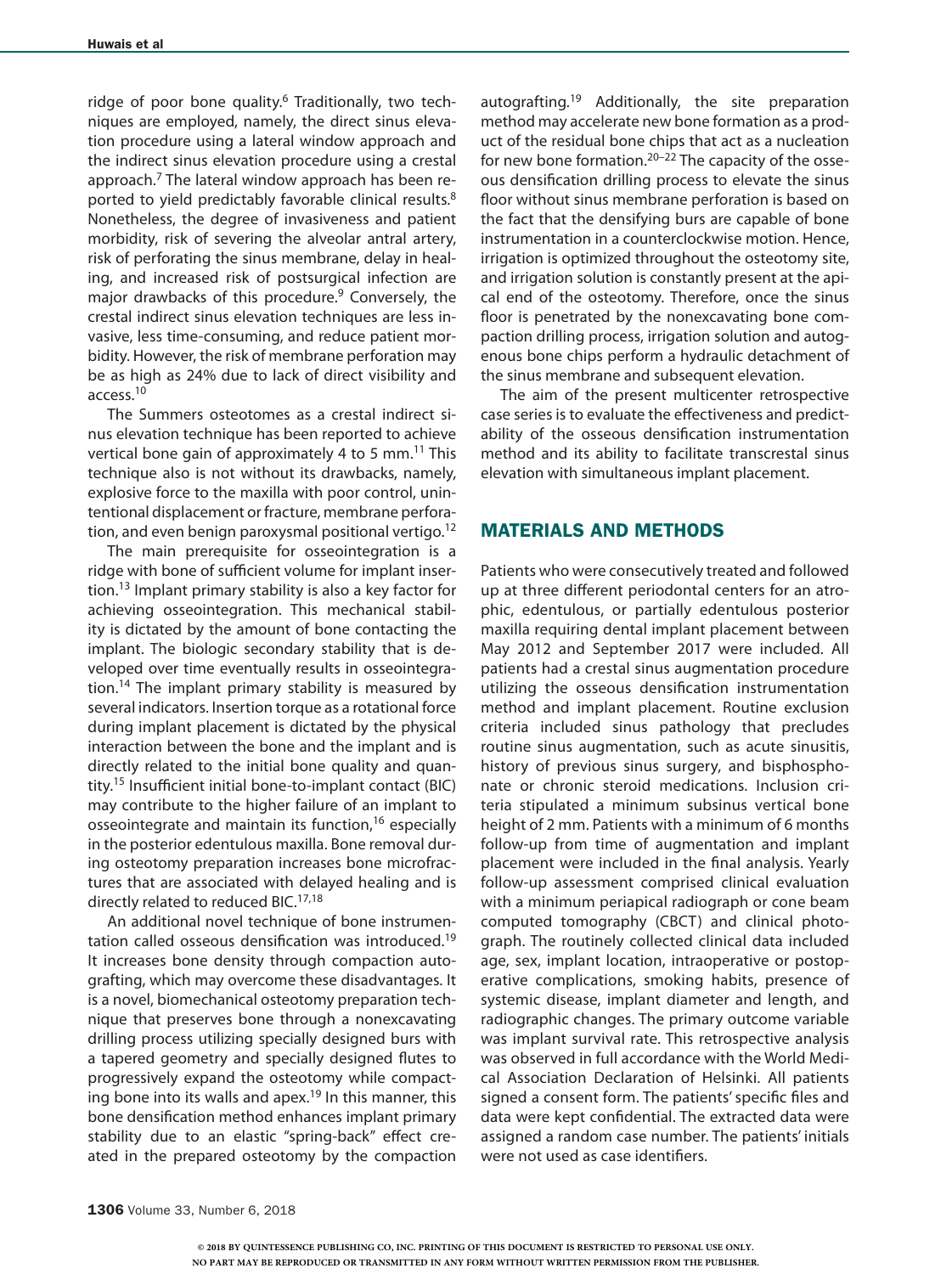ridge of poor bone quality.[6] Traditionally, two techniques are employed, namely, the direct sinus elevation procedure using a lateral window approach and the indirect sinus elevation procedure using a crestal approach.[7] The lateral window approach has been reported to yield predictably favorable clinical results.[8] Nonetheless, the degree of invasiveness and patient morbidity, risk of severing the alveolar antral artery, risk of perforating the sinus membrane, delay in healing, and increased risk of postsurgical infection are major drawbacks of this procedure.[9] Conversely, the crestal indirect sinus elevation techniques are less invasive, less time-consuming, and reduce patient morbidity. However, the risk of membrane perforation may be as high as 24% due to lack of direct visibility and access.[10]

The Summers osteotomes as a crestal indirect sinus elevation technique has been reported to achieve vertical bone gain of approximately 4 to 5 mm.[11] This technique also is not without its drawbacks, namely, explosive force to the maxilla with poor control, unintentional displacement or fracture, membrane perforation, and even benign paroxysmal positional vertigo.[12]

The main prerequisite for osseointegration is a ridge with bone of sufficient volume for implant insertion.[13] Implant primary stability is also a key factor for achieving osseointegration. This mechanical stability is dictated by the amount of bone contacting the implant. The biologic secondary stability that is developed over time eventually results in osseointegration.[14] The implant primary stability is measured by several indicators. Insertion torque as a rotational force during implant placement is dictated by the physical interaction between the bone and the implant and is directly related to the initial bone quality and quantity.[15] Insufficient initial bone-to-implant contact (BIC) may contribute to the higher failure of an implant to osseointegrate and maintain its function,[16] especially in the posterior edentulous maxilla. Bone removal during osteotomy preparation increases bone microfractures that are associated with delayed healing and is directly related to reduced BIC.[17,18]

An additional novel technique of bone instrumentation called osseous densification was introduced.[19] It increases bone density through compaction autografting, which may overcome these disadvantages. It is a novel, biomechanical osteotomy preparation technique that preserves bone through a nonexcavating drilling process utilizing specially designed burs with a tapered geometry and specially designed flutes to progressively expand the osteotomy while compacting bone into its walls and apex.[19] In this manner, this bone densification method enhances implant primary stability due to an elastic "spring-back" effect created in the prepared osteotomy by the compaction autografting.[19] Additionally, the site preparation method may accelerate new bone formation as a product of the residual bone chips that act as a nucleation for new bone formation.[20–22] The capacity of the osseous densification drilling process to elevate the sinus floor without sinus membrane perforation is based on the fact that the densifying burs are capable of bone instrumentation in a counterclockwise motion. Hence, irrigation is optimized throughout the osteotomy site, and irrigation solution is constantly present at the apical end of the osteotomy. Therefore, once the sinus floor is penetrated by the nonexcavating bone compaction drilling process, irrigation solution and autogenous bone chips perform a hydraulic detachment of the sinus membrane and subsequent elevation.

The aim of the present multicenter retrospective case series is to evaluate the effectiveness and predictability of the osseous densification instrumentation method and its ability to facilitate transcrestal sinus elevation with simultaneous implant placement.

## MATERIALS AND METHODS

Patients who were consecutively treated and followed up at three different periodontal centers for an atrophic, edentulous, or partially edentulous posterior maxilla requiring dental implant placement between May 2012 and September 2017 were included. All patients had a crestal sinus augmentation procedure utilizing the osseous densification instrumentation method and implant placement. Routine exclusion criteria included sinus pathology that precludes routine sinus augmentation, such as acute sinusitis, history of previous sinus surgery, and bisphosphonate or chronic steroid medications. Inclusion criteria stipulated a minimum subsinus vertical bone height of 2 mm. Patients with a minimum of 6 months follow-up from time of augmentation and implant placement were included in the final analysis. Yearly follow-up assessment comprised clinical evaluation with a minimum periapical radiograph or cone beam computed tomography (CBCT) and clinical photograph. The routinely collected clinical data included age, sex, implant location, intraoperative or postoperative complications, smoking habits, presence of systemic disease, implant diameter and length, and radiographic changes. The primary outcome variable was implant survival rate. This retrospective analysis was observed in full accordance with the World Medical Association Declaration of Helsinki. All patients signed a consent form. The patients' specific files and data were kept confidential. The extracted data were assigned a random case number. The patients' initials were not used as case identifiers.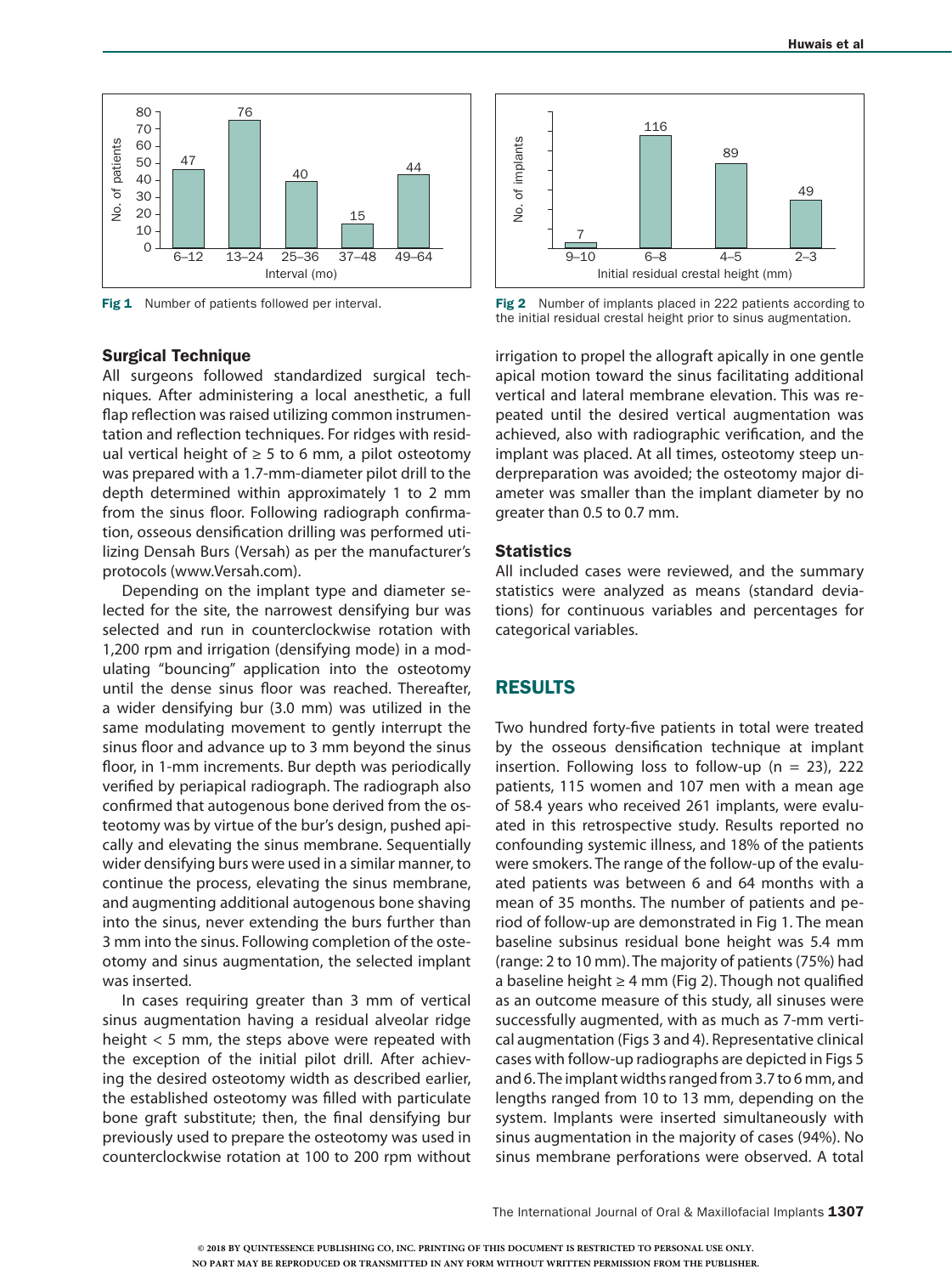Fig 1 Number of patients followed per interval.

Fig 2 Number of implants placed in 222 patients according to the initial residual crestal height prior to sinus augmentation.

### Surgical Technique

All surgeons followed standardized surgical techniques. After administering a local anesthetic, a full flap reflection was raised utilizing common instrumentation and reflection techniques. For ridges with residual vertical height of ≥ 5 to 6 mm, a pilot osteotomy was prepared with a 1.7-mm-diameter pilot drill to the depth determined within approximately 1 to 2 mm from the sinus floor. Following radiograph confirmation, osseous densification drilling was performed utilizing Densah Burs (Versah) as per the manufacturer's protocols (www.Versah.com).

Depending on the implant type and diameter selected for the site, the narrowest densifying bur was selected and run in counterclockwise rotation with 1,200 rpm and irrigation (densifying mode) in a modulating "bouncing" application into the osteotomy until the dense sinus floor was reached. Thereafter, a wider densifying bur (3.0 mm) was utilized in the same modulating movement to gently interrupt the sinus floor and advance up to 3 mm beyond the sinus floor, in 1-mm increments. Bur depth was periodically verified by periapical radiograph. The radiograph also confirmed that autogenous bone derived from the osteotomy was by virtue of the bur's design, pushed apically and elevating the sinus membrane. Sequentially wider densifying burs were used in a similar manner, to continue the process, elevating the sinus membrane, and augmenting additional autogenous bone shaving into the sinus, never extending the burs further than 3 mm into the sinus. Following completion of the osteotomy and sinus augmentation, the selected implant was inserted.

In cases requiring greater than 3 mm of vertical sinus augmentation having a residual alveolar ridge height < 5 mm, the steps above were repeated with the exception of the initial pilot drill. After achieving the desired osteotomy width as described earlier, the established osteotomy was filled with particulate bone graft substitute; then, the final densifying bur previously used to prepare the osteotomy was used in counterclockwise rotation at 100 to 200 rpm without irrigation to propel the allograft apically in one gentle apical motion toward the sinus facilitating additional vertical and lateral membrane elevation. This was repeated until the desired vertical augmentation was achieved, also with radiographic verification, and the implant was placed. At all times, osteotomy steep underpreparation was avoided; the osteotomy major diameter was smaller than the implant diameter by no greater than 0.5 to 0.7 mm.

### Statistics

All included cases were reviewed, and the summary statistics were analyzed as means (standard deviations) for continuous variables and percentages for categorical variables.

## RESULTS

Two hundred forty-five patients in total were treated by the osseous densification technique at implant insertion. Following loss to follow-up (n = 23), 222 patients, 115 women and 107 men with a mean age of 58.4 years who received 261 implants, were evaluated in this retrospective study. Results reported no confounding systemic illness, and 18% of the patients were smokers. The range of the follow-up of the evaluated patients was between 6 and 64 months with a mean of 35 months. The number of patients and period of follow-up are demonstrated in Fig 1. The mean baseline subsinus residual bone height was 5.4 mm (range: 2 to 10 mm). The majority of patients (75%) had a baseline height ≥ 4 mm (Fig 2). Though not qualified as an outcome measure of this study, all sinuses were successfully augmented, with as much as 7-mm vertical augmentation (Figs 3 and 4). Representative clinical cases with follow-up radiographs are depicted in Figs 5 and 6. The implant widths ranged from 3.7 to 6 mm, and lengths ranged from 10 to 13 mm, depending on the system. Implants were inserted simultaneously with sinus augmentation in the majority of cases (94%). No sinus membrane perforations were observed. A total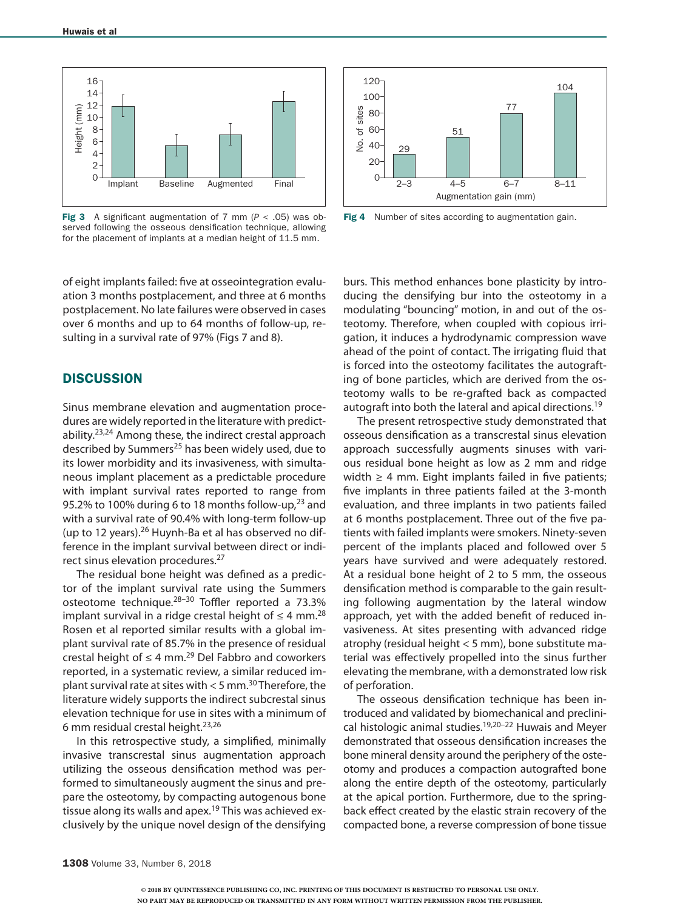Fig 3 A significant augmentation of 7 mm ($P < .05$) was observed following the osseous densification technique, allowing for the placement of implants at a median height of 11.5 mm.

Fig 4 Number of sites according to augmentation gain.

of eight implants failed: five at osseointegration evaluation 3 months postplacement, and three at 6 months postplacement. No late failures were observed in cases over 6 months and up to 64 months of follow-up, resulting in a survival rate of 97% (Figs 7 and 8).

## DISCUSSION

Sinus membrane elevation and augmentation procedures are widely reported in the literature with predictability.[23,24] Among these, the indirect crestal approach described by Summers[25] has been widely used, due to its lower morbidity and its invasiveness, with simultaneous implant placement as a predictable procedure with implant survival rates reported to range from 95.2% to 100% during 6 to 18 months follow-up,[23] and with a survival rate of 90.4% with long-term follow-up (up to 12 years).[26] Huynh-Ba et al has observed no difference in the implant survival between direct or indirect sinus elevation procedures.[27]

The residual bone height was defined as a predictor of the implant survival rate using the Summers osteotome technique.[28–30] Toffler reported a 73.3% implant survival in a ridge crestal height of ≤ 4 mm.[28] Rosen et al reported similar results with a global implant survival rate of 85.7% in the presence of residual crestal height of ≤ 4 mm.[29] Del Fabbro and coworkers reported, in a systematic review, a similar reduced implant survival rate at sites with < 5 mm.[30] Therefore, the literature widely supports the indirect subcrestal sinus elevation technique for use in sites with a minimum of 6 mm residual crestal height.[23,26]

In this retrospective study, a simplified, minimally invasive transcrestal sinus augmentation approach utilizing the osseous densification method was performed to simultaneously augment the sinus and prepare the osteotomy, by compacting autogenous bone tissue along its walls and apex.[19] This was achieved exclusively by the unique novel design of the densifying burs. This method enhances bone plasticity by introducing the densifying bur into the osteotomy in a modulating "bouncing" motion, in and out of the osteotomy. Therefore, when coupled with copious irrigation, it induces a hydrodynamic compression wave ahead of the point of contact. The irrigating fluid that is forced into the osteotomy facilitates the autografting of bone particles, which are derived from the osteotomy walls to be re-grafted back as compacted autograft into both the lateral and apical directions.[19]

The present retrospective study demonstrated that osseous densification as a transcrestal sinus elevation approach successfully augments sinuses with various residual bone height as low as 2 mm and ridge width ≥ 4 mm. Eight implants failed in five patients; five implants in three patients failed at the 3-month evaluation, and three implants in two patients failed at 6 months postplacement. Three out of the five patients with failed implants were smokers. Ninety-seven percent of the implants placed and followed over 5 years have survived and were adequately restored. At a residual bone height of 2 to 5 mm, the osseous densification method is comparable to the gain resulting following augmentation by the lateral window approach, yet with the added benefit of reduced invasiveness. At sites presenting with advanced ridge atrophy (residual height < 5 mm), bone substitute material was effectively propelled into the sinus further elevating the membrane, with a demonstrated low risk of perforation.

The osseous densification technique has been introduced and validated by biomechanical and preclinical histologic animal studies.[19,20–22] Huwais and Meyer demonstrated that osseous densification increases the bone mineral density around the periphery of the osteotomy and produces a compaction autografted bone along the entire depth of the osteotomy, particularly at the apical portion. Furthermore, due to the spring-back effect created by the elastic strain recovery of the compacted bone, a reverse compression of bone tissue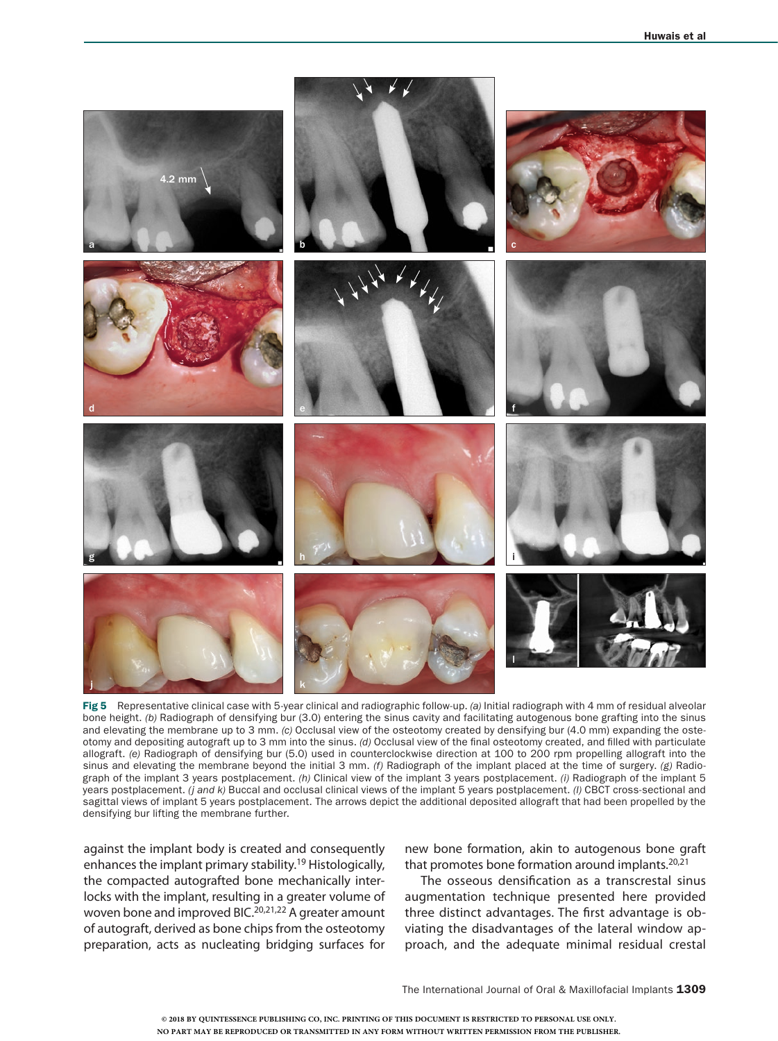**Fig 5** Representative clinical case with 5-year clinical and radiographic follow-up. *(a)* Initial radiograph with 4 mm of residual alveolar bone height. *(b)* Radiograph of densifying bur (3.0) entering the sinus cavity and facilitating autogenous bone grafting into the sinus and elevating the membrane up to 3 mm. *(c)* Occlusal view of the osteotomy created by densifying bur (4.0 mm) expanding the osteotomy and depositing autograft up to 3 mm into the sinus. *(d)* Occlusal view of the final osteotomy created, and filled with particulate allograft. *(e)* Radiograph of densifying bur (5.0) used in counterclockwise direction at 100 to 200 rpm propelling allograft into the sinus and elevating the membrane beyond the initial 3 mm. *(f)* Radiograph of the implant placed at the time of surgery. *(g)* Radiograph of the implant 3 years postplacement. *(h)* Clinical view of the implant 3 years postplacement. *(i)* Radiograph of the implant 5 years postplacement. *(j and k)* Buccal and occlusal clinical views of the implant 5 years postplacement. *(l)* CBCT cross-sectional and sagittal views of implant 5 years postplacement. The arrows depict the additional deposited allograft that had been propelled by the densifying bur lifting the membrane further.

against the implant body is created and consequently enhances the implant primary stability.[19] Histologically, the compacted autografted bone mechanically interlocks with the implant, resulting in a greater volume of woven bone and improved BIC.[20,21,22] A greater amount of autograft, derived as bone chips from the osteotomy preparation, acts as nucleating bridging surfaces for new bone formation, akin to autogenous bone graft that promotes bone formation around implants.[20,21]

The osseous densification as a transcrestal sinus augmentation technique presented here provided three distinct advantages. The first advantage is obviating the disadvantages of the lateral window approach, and the adequate minimal residual crestal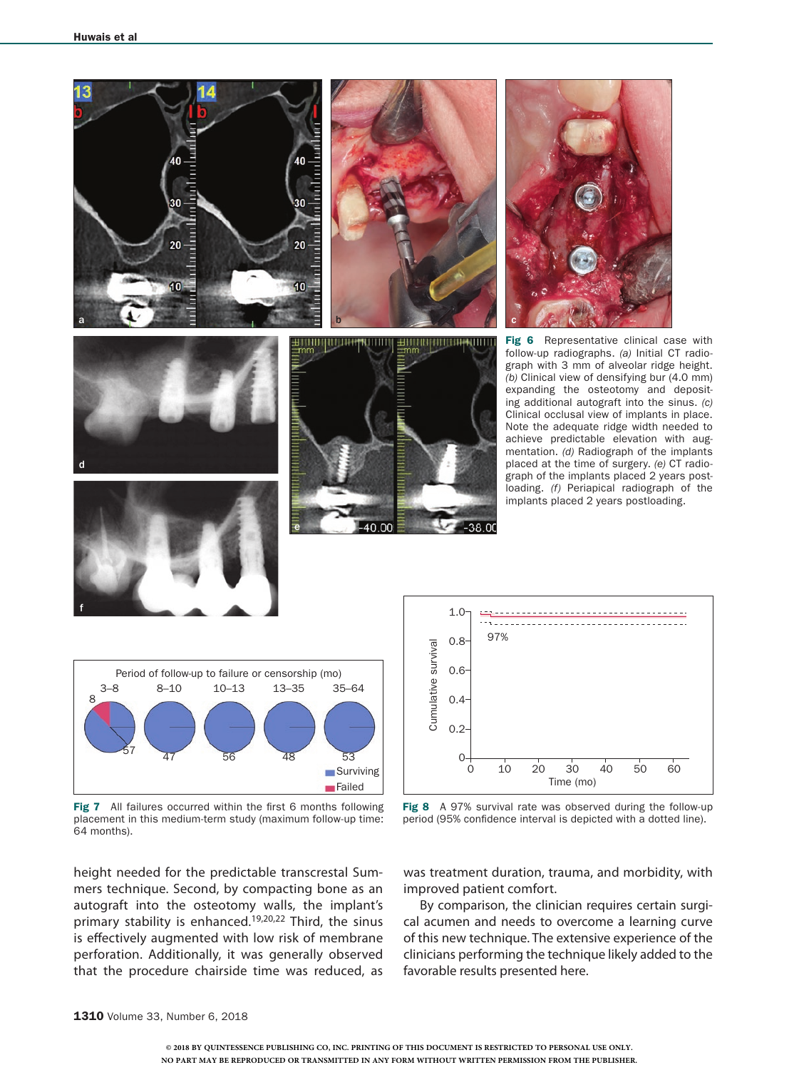Fig 6 Representative clinical case with follow-up radiographs. *(a)* Initial CT radiograph with 3 mm of alveolar ridge height. *(b)* Clinical view of densifying bur (4.0 mm) expanding the osteotomy and depositing additional autograft into the sinus. *(c)* Clinical occlusal view of implants in place. Note the adequate ridge width needed to achieve predictable elevation with augmentation. *(d)* Radiograph of the implants placed at the time of surgery. *(e)* CT radiograph of the implants placed 2 years postloading. *(f)* Periapical radiograph of the implants placed 2 years postloading.

Fig 7 All failures occurred within the first 6 months following placement in this medium-term study (maximum follow-up time: 64 months).

Fig 8 A 97% survival rate was observed during the follow-up period (95% confidence interval is depicted with a dotted line).

height needed for the predictable transcrestal Summers technique. Second, by compacting bone as an autograft into the osteotomy walls, the implant's primary stability is enhanced.[19,20,22] Third, the sinus is effectively augmented with low risk of membrane perforation. Additionally, it was generally observed that the procedure chairside time was reduced, as was treatment duration, trauma, and morbidity, with improved patient comfort.

By comparison, the clinician requires certain surgical acumen and needs to overcome a learning curve of this new technique. The extensive experience of the clinicians performing the technique likely added to the favorable results presented here.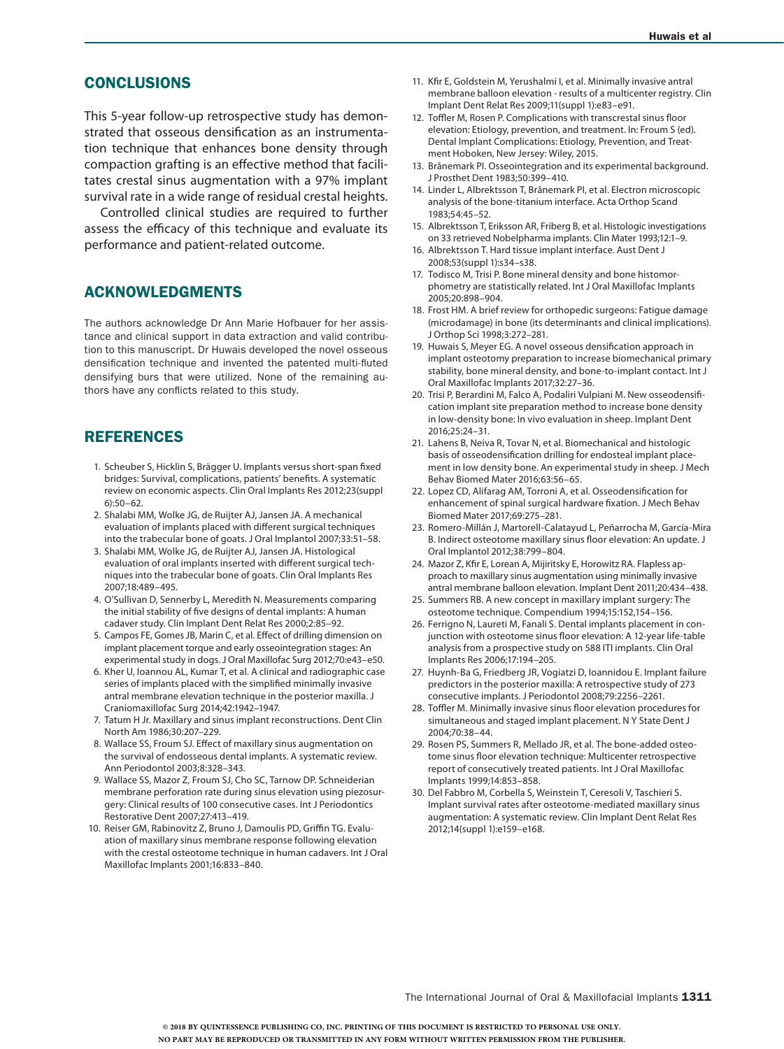## CONCLUSIONS

This 5-year follow-up retrospective study has demonstrated that osseous densification as an instrumentation technique that enhances bone density through compaction grafting is an effective method that facilitates crestal sinus augmentation with a 97% implant survival rate in a wide range of residual crestal heights.

Controlled clinical studies are required to further assess the efficacy of this technique and evaluate its performance and patient-related outcome.

## ACKNOWLEDGMENTS

The authors acknowledge Dr Ann Marie Hofbauer for her assistance and clinical support in data extraction and valid contribution to this manuscript. Dr Huwais developed the novel osseous densification technique and invented the patented multi-fluted densifying burs that were utilized. None of the remaining authors have any conflicts related to this study.

## REFERENCES

1. Scheuber S, Hicklin S, Brägger U. Implants versus short-span fixed bridges: Survival, complications, patients' benefits. A systematic review on economic aspects. Clin Oral Implants Res 2012;23(suppl 6):50–62.
2. Shalabi MM, Wolke JG, de Ruijter AJ, Jansen JA. A mechanical evaluation of implants placed with different surgical techniques into the trabecular bone of goats. J Oral Implantol 2007;33:51–58.
3. Shalabi MM, Wolke JG, de Ruijter AJ, Jansen JA. Histological evaluation of oral implants inserted with different surgical techniques into the trabecular bone of goats. Clin Oral Implants Res 2007;18:489–495.
4. O'Sullivan D, Sennerby L, Meredith N. Measurements comparing the initial stability of five designs of dental implants: A human cadaver study. Clin Implant Dent Relat Res 2000;2:85–92.
5. Campos FE, Gomes JB, Marin C, et al. Effect of drilling dimension on implant placement torque and early osseointegration stages: An experimental study in dogs. J Oral Maxillofac Surg 2012;70:e43–e50.
6. Kher U, Ioannou AL, Kumar T, et al. A clinical and radiographic case series of implants placed with the simplified minimally invasive antral membrane elevation technique in the posterior maxilla. J Craniomaxillofac Surg 2014;42:1942–1947.
7. Tatum H Jr. Maxillary and sinus implant reconstructions. Dent Clin North Am 1986;30:207–229.
8. Wallace SS, Froum SJ. Effect of maxillary sinus augmentation on the survival of endosseous dental implants. A systematic review. Ann Periodontol 2003;8:328–343.
9. Wallace SS, Mazor Z, Froum SJ, Cho SC, Tarnow DP. Schneiderian membrane perforation rate during sinus elevation using piezosurgery: Clinical results of 100 consecutive cases. Int J Periodontics Restorative Dent 2007;27:413–419.
10. Reiser GM, Rabinovitz Z, Bruno J, Damoulis PD, Griffin TG. Evaluation of maxillary sinus membrane response following elevation with the crestal osteotome technique in human cadavers. Int J Oral Maxillofac Implants 2001;16:833–840.
11. Kfir E, Goldstein M, Yerushalmi I, et al. Minimally invasive antral membrane balloon elevation - results of a multicenter registry. Clin Implant Dent Relat Res 2009;11(suppl 1):e83–e91.
12. Toffler M, Rosen P. Complications with transcrestal sinus floor elevation: Etiology, prevention, and treatment. In: Froum S (ed). Dental Implant Complications: Etiology, Prevention, and Treatment Hoboken, New Jersey: Wiley, 2015.
13. Brånemark PI. Osseointegration and its experimental background. J Prosthet Dent 1983;50:399–410.
14. Linder L, Albrektsson T, Brånemark PI, et al. Electron microscopic analysis of the bone-titanium interface. Acta Orthop Scand 1983;54:45–52.
15. Albrektsson T, Eriksson AR, Friberg B, et al. Histologic investigations on 33 retrieved Nobelpharma implants. Clin Mater 1993;12:1–9.
16. Albrektsson T. Hard tissue implant interface. Aust Dent J 2008;53(suppl 1):s34–s38.
17. Todisco M, Trisi P. Bone mineral density and bone histomorphometry are statistically related. Int J Oral Maxillofac Implants 2005;20:898–904.
18. Frost HM. A brief review for orthopedic surgeons: Fatigue damage (microdamage) in bone (its determinants and clinical implications). J Orthop Sci 1998;3:272–281.
19. Huwais S, Meyer EG. A novel osseous densification approach in implant osteotomy preparation to increase biomechanical primary stability, bone mineral density, and bone-to-implant contact. Int J Oral Maxillofac Implants 2017;32:27–36.
20. Trisi P, Berardini M, Falco A, Podaliri Vulpiani M. New osseodensification implant site preparation method to increase bone density in low-density bone: In vivo evaluation in sheep. Implant Dent 2016;25:24–31.
21. Lahens B, Neiva R, Tovar N, et al. Biomechanical and histologic basis of osseodensification drilling for endosteal implant placement in low density bone. An experimental study in sheep. J Mech Behav Biomed Mater 2016;63:56–65.
22. Lopez CD, Alifarag AM, Torroni A, et al. Osseodensification for enhancement of spinal surgical hardware fixation. J Mech Behav Biomed Mater 2017;69:275–281.
23. Romero-Millán J, Martorell-Calatayud L, Peñarrocha M, García-Mira B. Indirect osteotome maxillary sinus floor elevation: An update. J Oral Implantol 2012;38:799–804.
24. Mazor Z, Kfir E, Lorean A, Mijiritsky E, Horowitz RA. Flapless approach to maxillary sinus augmentation using minimally invasive antral membrane balloon elevation. Implant Dent 2011;20:434–438.
25. Summers RB. A new concept in maxillary implant surgery: The osteotome technique. Compendium 1994;15:152,154–156.
26. Ferrigno N, Laureti M, Fanali S. Dental implants placement in conjunction with osteotome sinus floor elevation: A 12-year life-table analysis from a prospective study on 588 ITI implants. Clin Oral Implants Res 2006;17:194–205.
27. Huynh-Ba G, Friedberg JR, Vogiatzi D, Ioannidou E. Implant failure predictors in the posterior maxilla: A retrospective study of 273 consecutive implants. J Periodontol 2008;79:2256–2261.
28. Toffler M. Minimally invasive sinus floor elevation procedures for simultaneous and staged implant placement. N Y State Dent J 2004;70:38–44.
29. Rosen PS, Summers R, Mellado JR, et al. The bone-added osteotome sinus floor elevation technique: Multicenter retrospective report of consecutively treated patients. Int J Oral Maxillofac Implants 1999;14:853–858.
30. Del Fabbro M, Corbella S, Weinstein T, Ceresoli V, Taschieri S. Implant survival rates after osteotome-mediated maxillary sinus augmentation: A systematic review. Clin Implant Dent Relat Res 2012;14(suppl 1):e159–e168.